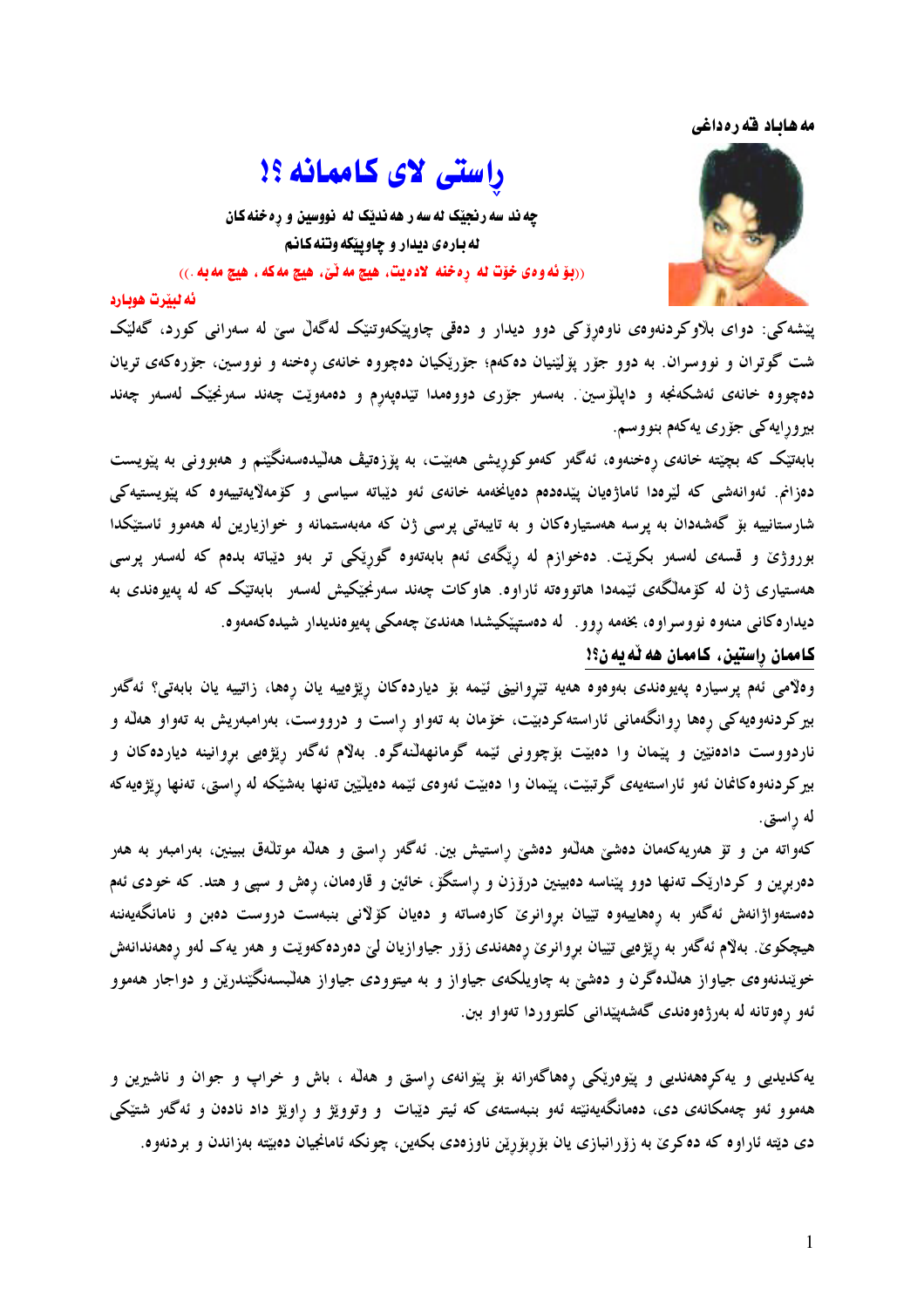مه‌هاباد قه‌ره‌داغی

# ڕاستی لای کامانه ؟!

**چه‌ند سه‌رنجێک له‌سه‌ر هه‌ندێک له‌ نووسین و ره‌خنه‌کان**

**له‌باره‌ی دیدار و چاوپێکه‌وتنه‌کانم**

((بۆ ئه‌وه‌ی خۆت له‌ ڕه‌خنه‌ لاده‌یت، هیچ مه‌ڵێ، هیچ مه‌که‌ ، هیچ مه‌به‌ .))

ئه‌لبێرت هوبارد

پێشه‌کی: دوای بلاوکردنه‌وه‌ی ناوه‌رۆکی دوو دیدار و ده‌قی چاوپێکه‌وتنێک له‌گه‌ڵ سێ له‌ سه‌رانی کورد، گه‌لێک شت گوتران و نووسران. به‌ دوو جۆر پۆلێنیان ده‌که‌م؛ جۆرێکیان ده‌چووه‌ خانه‌ی ڕه‌خنه‌ و نووسین، جۆره‌که‌ی تریان ده‌چووه‌ خانه‌ی ئه‌شکه‌نجه‌ و داپڵۆسین. به‌سه‌ر جۆری دووه‌مدا تێده‌په‌ڕم و ده‌مه‌وێت چه‌ند سه‌رنجێک له‌سه‌ر چه‌ند بیروڕایه‌کی جۆری یه‌که‌م بنووسم.

بابه‌تێک که‌ بچێته‌ خانه‌ی ڕه‌خنه‌وه‌، ئه‌گه‌ر که‌موکوڕیشی هه‌بێت، به‌ پۆزه‌تیڤ هه‌ڵیده‌سه‌نگێنم و هه‌بوونی به‌ پێویست ده‌زانم. ئه‌وانه‌شی که‌ لێره‌دا ئاماژه‌یان پێده‌ده‌م ده‌یانخه‌مه‌ خانه‌ی ئه‌و دێباته‌ سیاسی و کۆمه‌ڵایه‌تییه‌وه‌ که‌ پێویسته‌کی شارستانییه‌ بۆ گه‌شه‌دان به‌ پرسه‌ هه‌ستیاره‌کان و به‌ تایبه‌تی پرسی ژن که‌ مه‌به‌ستمانه‌ و خوازیارین له‌ هه‌موو ئاستێکدا بورووژێ و قسه‌ی له‌سه‌ر بکرێت. ده‌خوازم له‌ ڕێگه‌ی ئه‌م بابه‌ته‌وه‌ گوڕێکی تر به‌و دێباته‌ بده‌م که‌ له‌سه‌ر پرسی هه‌ستیاری ژن له‌ کۆمه‌ڵگه‌ی ئێمه‌دا هاتووه‌ته‌ ئاراوه‌. هاوکات چه‌ند سه‌رنجێکیش له‌سه‌ر بابه‌تێک که‌ له‌ په‌یوه‌ندی به‌ دیداره‌کانی منه‌وه‌ نووسراوه‌، بخه‌مه‌ ڕوو. له‌ ده‌ستپێکیشدا هه‌ندێ چه‌مکی په‌یوه‌ندیدار شیده‌که‌مه‌وه‌.

## کامان ڕاستین، کامان هه‌ڵه‌ین؟!

وه‌ڵامی ئه‌م پرسیاره‌ په‌یوه‌ندی به‌وه‌وه‌ هه‌یه‌ تێڕوانینی ئێمه‌ بۆ دیارده‌کان ڕێژه‌ییه‌ یان ڕه‌ها، زاتییه‌ یان بابه‌تی؟ ئه‌گه‌ر بیرکردنه‌وه‌یه‌کی ڕه‌ها ڕوانگه‌مانی ئاراسته‌کردبێت، خۆمان به‌ ته‌واو ڕاست و درووست، به‌رامبه‌ریش به‌ ته‌واو هه‌ڵه‌ و نادرووست داده‌نێین و پێمان وا ده‌بێت بۆچوونی ئێمه‌ گومانهه‌ڵنه‌گره‌. به‌ڵام ئه‌گه‌ر ڕێژه‌یی بڕوانینه‌ دیارده‌کان و بیرکردنه‌وه‌کانمان ئه‌و ئاراسته‌یه‌ی گرتبێت، پێمان وا ده‌بێت ئه‌وه‌ی ئێمه‌ ده‌یڵێین ته‌نها به‌شێکه‌ له‌ ڕاستی، ته‌نها ڕێژه‌یه‌که‌ له‌ ڕاستی.

که‌واته‌ من و تۆ هه‌ریه‌که‌مان ده‌شێ هه‌ڵه‌و ده‌شێ ڕاستیش بین. ئه‌گه‌ر ڕاستی و هه‌ڵه‌ موتڵه‌ق ببینین، به‌رامبه‌ر به‌ هه‌ر ده‌ربڕین و کردارێک ته‌نها دوو پێناسه‌ ده‌بینین درۆزن و ڕاستگۆ، خائین و قاره‌مان، ڕه‌ش و سپی و هتد. که‌ خودی ئه‌م ده‌سته‌واژانه‌ش ئه‌گه‌ر به‌ ڕه‌هاییه‌وه‌ تێیان بڕوانرێ کاره‌ساته‌ و ده‌یان کۆڵانی بنبه‌ست درووست ده‌بن و نامانگه‌یه‌ننه‌ هیچکوێ. به‌ڵام ئه‌گه‌ر به‌ ڕێژه‌یی تێیان بڕوانرێ ڕه‌هه‌ندی زۆر جیاوازیان لێ ده‌رده‌که‌وێت و هه‌ر یه‌ک له‌و ڕه‌هه‌ندانه‌ش خوێندنه‌وه‌ی جیاواز هه‌ڵده‌گرن و ده‌شێ به‌ چاویلکه‌ی جیاواز و به‌ میتوودی جیاواز هه‌ڵبسه‌نگێندرێن و دواجار هه‌موو ئه‌و ڕه‌وتانه‌ له‌ به‌رژه‌وه‌ندی گه‌شه‌پێدانی کلتووردا ته‌واو بن.

یه‌کدیدیی و یه‌کڕه‌هه‌ندیی و پێوه‌رێکی ڕه‌هاگه‌رانه‌ بۆ پێوانه‌ی ڕاستی و هه‌ڵه‌ ، باش و خراپ و جوان و ناشیرین و هه‌موو ئه‌و چه‌مکانه‌ی دی، ده‌مانگه‌یه‌نێته‌ ئه‌و بنبه‌سته‌ی که‌ ئیتر دێبات و وتووێژ و ڕاوێژ داد نادەن و ئه‌گه‌ر شتێکی دی دێته‌ ئاراوه‌ که‌ ده‌کرێ به‌ زۆرانبازی یان بۆربۆرێن ناوزه‌دی بکه‌ین، چونکه‌ ئامانجیان ده‌بێته‌ به‌زاندن و بردنه‌وه‌.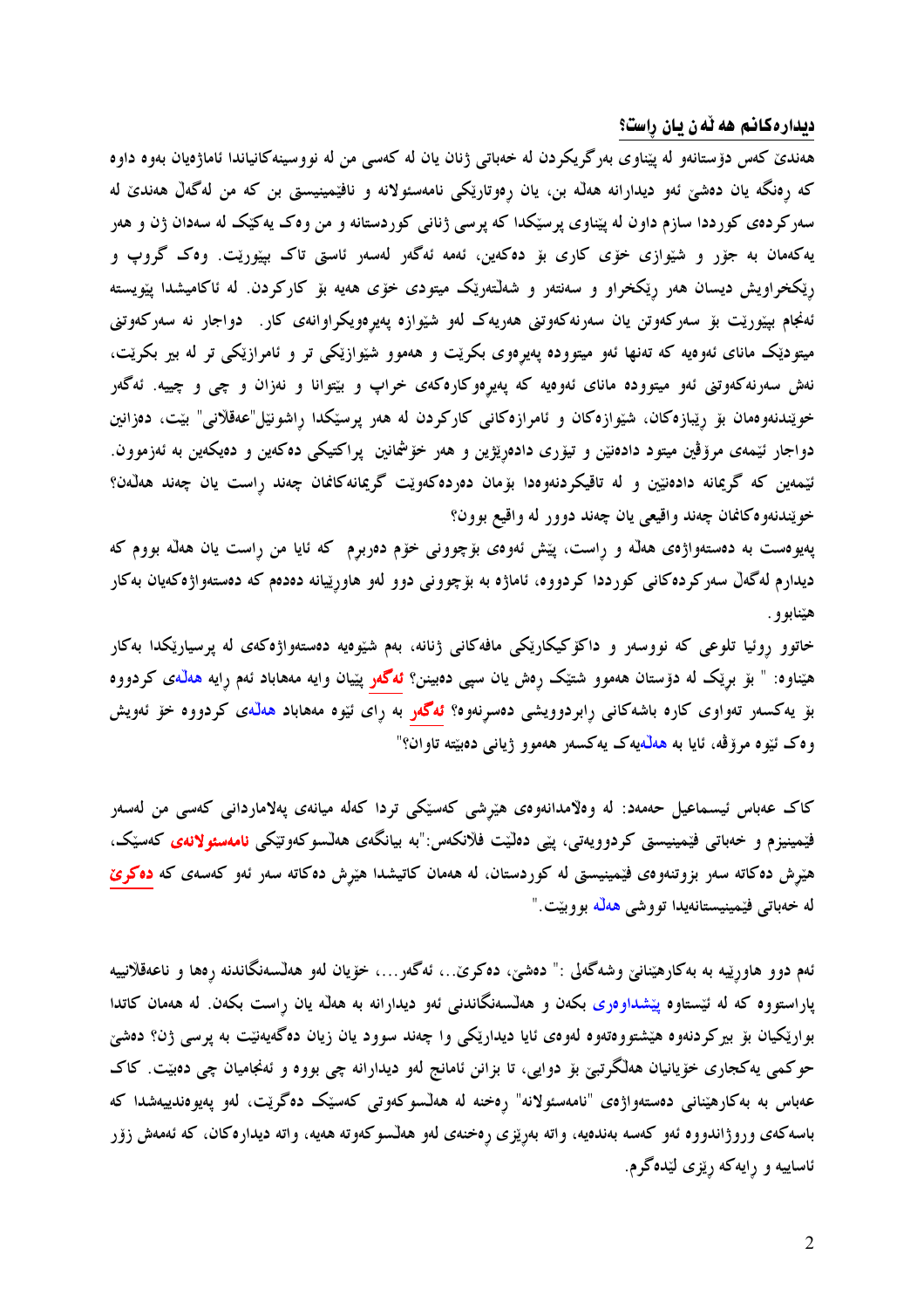## دیدارەکانم هەڵەن یان ڕاست؟

هەندێ کەس دۆستانەو لە پێناوی بەرگریکردن لە خەباتی ژنان یان لە کەسی من لە نووسینەکانیاندا ئاماژەیان بەوە داوە کە ڕەنگە یان دەشێ ئەو دیدارانە هەڵە بن، یان ڕەوتارێکی نامەسئولانە و نافێمینیستی بن کە من لەگەڵ هەندێ لە سەرکردەی کورددا سازم داون لە پێناوی پرسێکدا کە پرسی ژنانی کوردستانە و من وەک یەکێک لە سەدان ژن و هەر یەکەمان بە جۆر و شێوازی خۆی کاری بۆ دەکەین، ئەمە ئەگەر لەسەر ئاستی تاک بیپورێت. وەک گروپ و ڕێکخراویش دیسان هەر ڕێکخراو و سەنتەر و شەڵتەرێک میتودی خۆی هەیە بۆ کارکردن. لە ئاکامیشدا پێویستە ئەنجام بپێورێت بۆ سەرکەوتن یان سەرنەکەوتنی هەریەک لەو شێوازە پەیرەویکراوانەی کار. دواجار نە سەرکەوتنی میتودێک مانای ئەوەیە کە تەنها ئەو میتودە پەیرەوی بکرێت و هەموو شێوازێکی تر و ئامرازێکی تر لە بیر بکرێت، نەش سەرنەکەوتنی ئەو میتودە مانای ئەوەیە کە پەیرەوکارەکەی خراپ و بێتوانا و نەزان و چی و چییە. ئەگەر خوێندنەوەمان بۆ ڕێبازەکان، شێوازەکان و ئامرازەکانی کارکردن لە هەر پرسێکدا ڕاشونێل"عەقڵانی" بێت، دەزانین دواجار ئێمەی مرۆڤین میتود دادەنێن و تیۆری دادەڕێژین و هەر خۆشمانین پراکتیکی دەکەین و دەیکەین بە ئەزموون. ئێمەین کە گریمانە دادەنێین و لە تاقیکردنەوەدا بۆمان دەردەکەوێت گریمانەکانمان چەند ڕاست یان چەند هەڵەن؟ خوێندنەوەکانمان چەند واقیعی یان چەند دوور لە واقیع بوون؟

پەیوەست بە دەستەواژەی هەڵە و ڕاست، پێش ئەوەی بۆچوونی خۆم دەربڕم کە ئایا من ڕاست یان هەڵە بووم کە دیدارم لەگەڵ سەرکردەکانی کورددا کردووە، ئاماژە بە بۆچوونی دوو لەو هاوڕێیانە دەدەم کە دەستەواژەکەیان بەکار هێنابوو.

خاتوو ڕوئیا تلوعی کە نووسەر و داکۆکیکارێکی مافەکانی ژنانە، بەم شێوەیە دەستەواژەکەی لە پرسیارێکدا بەکار هێناوە: " بۆ برێک لە دۆستان هەموو شتێک ڕەش یان سپی دەبینن؟ **ئەگەر** پێیان وایە مەهاباد ئەم ڕایە هەڵەی کردووە بۆ یەکسەر تەواوی کارە باشەکانی ڕابردوویشی دەسڕنەوە؟ **ئەگەر** بە ڕای ئێوە مەهاباد هەڵەی کردووە خۆ ئەویش وەک ئێوە مرۆڤە، ئایا بە هەڵەیەک یەکسەر هەموو ژیانی دەبێتە تاوان؟"

کاک عەباس ئیسماعیل حەمەد: لە وەڵامدانەوەی هێرشی کەسێکی تردا کەلە میانەی پەلاماردانی کەسی من لەسەر فێمینیزم و خەباتی فێمینیستی کردوویەتی، پێی دەڵێت فلانکەس:"بە بیانگەی هەڵسوکەوتێکی **نامەسئولانەی** کەسێک، هێرش دەکاتە سەر بزوتنەوەی فێمینیستی لە کوردستان، لە هەمان کاتیشدا هێرش دەکاتە سەر ئەو کەسەی کە **دەکرێ** لە خەباتی فێمینیستانەیدا تووشی هەڵە بووبێت."

ئەم دوو هاوڕێیە بە بەکارهێنانێ وشەگەلی :" دەشێ، دەکرێ..، ئەگەر...، خۆیان لەو هەڵسەنگاندنە ڕەها و ناعەقڵانییە پاراستووە کە لە ئێستاوە پێشداوەری بکەن و هەڵسەنگاندنی ئەو دیدارانە بە هەڵە یان ڕاست بکەن. لە هەمان کاتدا بوارێکیان بۆ بیرکردنەوە هێشتووەتەوە لەوەی ئایا دیدارێکی وا چەند سوود یان زیان دەگەیەنێت بە پرسی ژن؟ دەشێ حوکمی یەکجاری خۆیانیان هەڵگرتبێ بۆ دوایی، تا بزانن ئامانج لەو دیدارانە چی بووە و ئەنجامیان چی دەبێت. کاک عەباس بە بەکارهێنانی دەستەواژەی "نامەسئولانە" ڕەخنە لە هەڵسوکەوتی کەسێک دەگرێت، لەو پەیوەندییەشدا کە باسەکەی ورووژاندووە ئەو کەسە بەندەیە، واتە بەڕێزی ڕەخنەی لەو هەڵسوکەوتە هەیە، واتە دیدارەکان، کە ئەمەش زۆر ئاساییە و ڕایەکە ڕێزی لێدەگرم.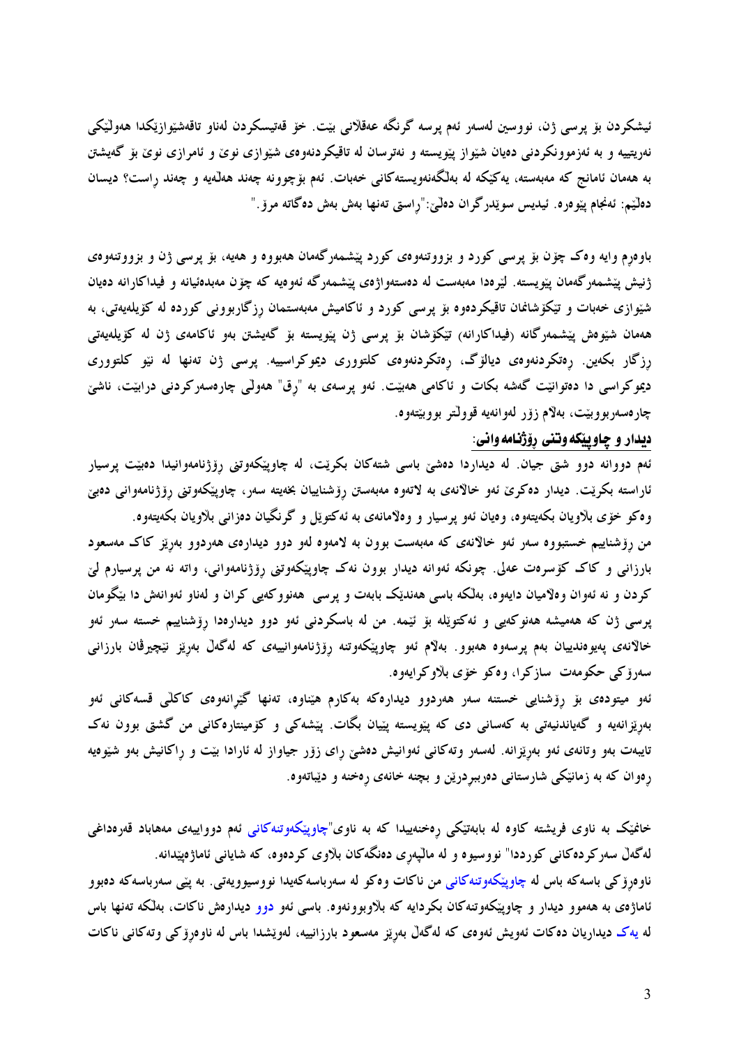ئیشکردن بۆ پرسی ژن، نووسین لەسەر ئەم پرسە گرنگە عەقڵانی بێت. خۆ قەتیسکردن لەناو تاقەشێوازێکدا هەوڵێکی نەرێتییە و بە ئەزموونکردنی دەیان شێواز پێویستە و نەترسان لە تاقیکردنەوەی شێوازی نوێ و ئامرازی نوێ بۆ گەیشتن بە هەمان ئامانج کە مەبەستە، یەکێکە لە بەڵگەنەویستەکانی خەبات. ئەم بۆچوونە چەند هەڵەیە و چەند ڕاست؟ دیسان دەڵێم: ئەنجام پێوەرە. ئیدیس سوێدرگران دەڵێ:"ڕاستی تەنها بەش بەش دەگاتە مرۆ."

باوەڕم وایە وەک چۆن بۆ پرسی کورد و بزووتنەوەی کورد پێشمەرگەمان هەبووە و هەیە، بۆ پرسی ژن و بزووتنەوەی ژنیش پێشمەرگەمان پێویستە. لێرەدا مەبەست لە دەستەواژەی پێشمەرگە ئەوەیە کە چۆن مەبدەئیانە و فیداکارانە دەیان شێوازی خەبات و تێکۆشانمان تاقیکردەوە بۆ پرسی کورد و ئاکامیش مەبەستمان ڕزگاربوونی کوردە لە کۆیلەیەتی، بە هەمان شێوەش پێشمەرگانە (فیداکارانە) تێکۆشان بۆ پرسی ژن پێویستە بۆ گەیشتن بەو ئاکامەی ژن لە کۆیلەیەتی ڕزگار بکەین. ڕەتکردنەوەی دیالۆگ، ڕەتکردنەوەی کلتووری دیموکراسییە. پرسی ژن تەنها لە نێو کلتووری دیموکراسی دا دەتوانێت گەشە بکات و ئاکامی هەبێت. ئەو پرسەی بە "ڕق" هەوڵی چارەسەرکردنی درابێت، ناشێ چارەسەربووبێت، بەلاّم زۆر لەوانەیە قووڵتر بووبێتەوە.

## دیدار و چاوپێکەوتنی ڕۆژنامەوانی:

ئەم دووانە دوو شتی جیان. لە دیداردا دەشێ باسی شتەکان بکرێت، لە چاوپێکەوتنی ڕۆژنامەوانیدا دەبێت پرسیار ئاراستە بکرێت. دیدار دەکرێ ئەو خاڵانەی بە لاتەوە مەبەستن ڕۆشناییان بخەیتە سەر، چاوپێکەوتنی ڕۆژنامەوانی دەبێ وەکو خۆی بلاویان بکەیتەوە، وەیان ئەو پرسیار و وەلامانەی بە ئەکتوێل و گرنگیان دەزانی بلاویان بکەیتەوە.

من ڕۆشناییم خستبووە سەر ئەو خاڵانەی کە مەبەست بوون بە لامەوە لەو دوو دیدارەی هەردوو بەڕێز کاک مەسعود بارزانی و کاک کۆسرەت عەلی. چونکە ئەوانە دیدار بوون نەک چاوپێکەوتنی ڕۆژنامەوانی، واتە نە من پرسیارم لێ کردن و نە ئەوان وەلامیان دایەوە، بەڵکە باسی هەندێک بابەت و پرسی هەنوکەیی کران و لەناو ئەوانەش دا بێگومان پرسی ژن کە هەمیشە هەنوکەیی و ئەکتوێلە بۆ ئێمە. من لە باسکردنی ئەو دوو دیدارەدا ڕۆشناییم خستە سەر ئەو خاڵانەی پەیوەندییان بەم پرسەوە هەبوو. بەلاّم ئەو چاوپێکەوتنە ڕۆژنامەوانییەی کە لەگەڵ بەڕێز نێچیرڤان بارزانی سەرۆکی حکومەت سازکرا، وەکو خۆی بلاوکرایەوە.

ئەو میتودەی بۆ ڕۆشنایی خستنە سەر هەردوو دیدارەکە بەکارم هێناوە، تەنها گێڕانەوەی کاکڵی قسەکانی ئەو بەڕێزانەیە و گەیاندنیەتی بە کەسانی دی کە پێویستە پێیان بگات. پێشەکی و کۆمێنتارەکانی من گشتی بوون نەک تایبەت بەو وتانەی ئەو بەڕێزانە. لەسەر وتەکانی ئەوانیش دەشێ ڕای زۆر جیاواز لە ئارادا بێت و ڕاکانیش بەو شێوەیە ڕەوان کە بە زمانێکی شارستانی دەربڕدرێن و بچنە خانەی ڕەخنە و دیباتەوە.

خانمێک بە ناوی فریشتە کاوە لە بابەتێکی ڕەخنەییدا کە بە ناوی"چاوپێکەوتنەکانی ئەم دووایییەی مەهاباد قەرەداغی لەگەڵ سەرکردەکانی کورددا" نووسیوە و لە ماڵپەڕی دەنگەکان بلاوی کردەوە، کە شایانی ئاماژەپێدانە.

ناوەڕۆکی باسەکە باس لە چاوپێکەوتنەکانی من ناکات وەکو لە سەرباسەکەیدا نووسیوویەتی. بە پێی سەرباسەکە دەبوو ئاماژەی بە هەموو دیدار و چاوپێکەوتنەکان بکردایە کە بلاوبوونەوە. باسی ئەو دوو دیدارەش ناکات، بەڵکە تەنها باس لە یەک دیداریان دەکات ئەویش ئەوەی کە لەگەڵ بەڕێز مەسعود بارزانییە، لەوێشدا باس لە ناوەڕۆکی وتەکانی ناکات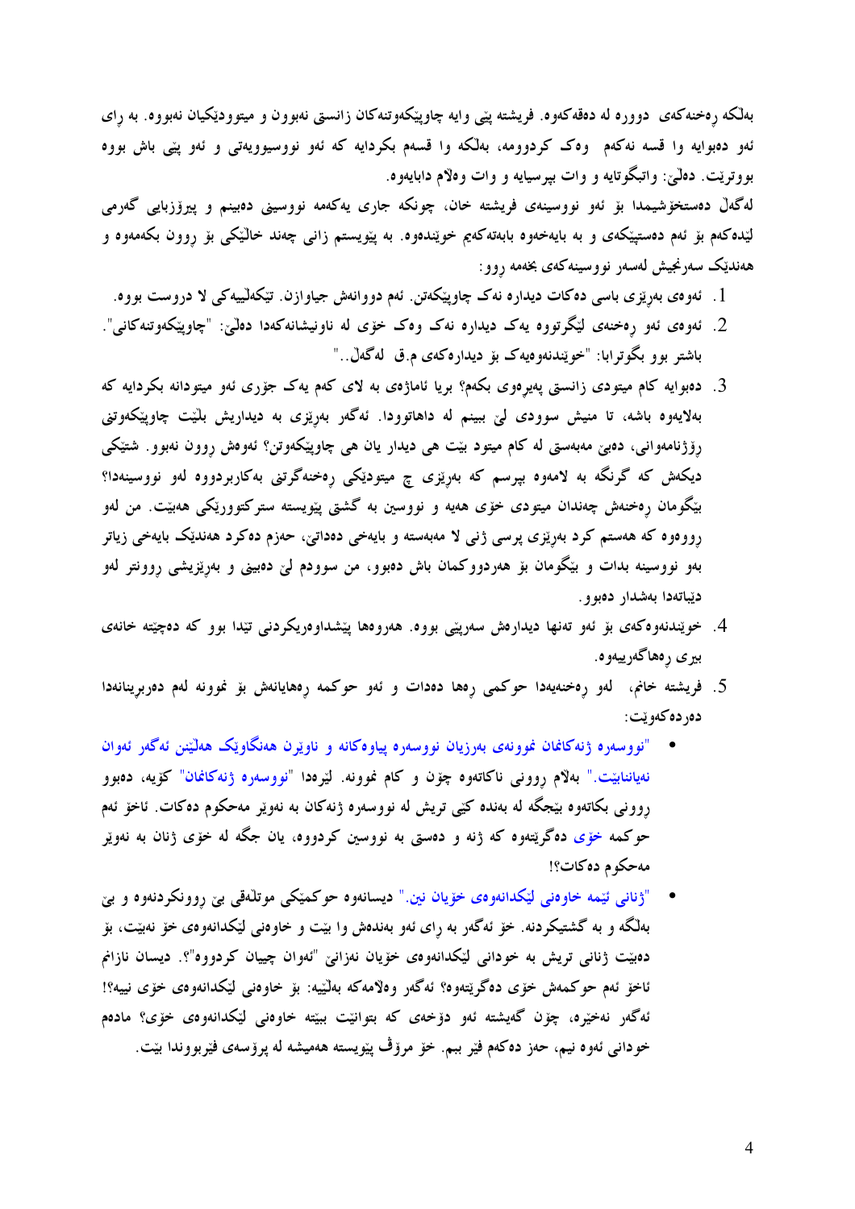بەڵکە ڕەخنەکەی دوورە لە دەقەکەوە. فریشتە پێی وایە چاوپێکەوتنەکان زانستی نەبوون و میتودێکیان نەبووە. بە ڕای ئەو دەبوایە وا قسە نەکەم وەک کردوومە، بەڵکە وا قسەم بکردایە کە ئەو نووسیوویەتی و ئەو پێی باش بووە بووترێت. دەڵێ: واتبگوتایە و وات بپرسیایە و وات وەڵام دابایەوە.

لەگەڵ دەستخۆشیمدا بۆ ئەو نووسینەی فریشتە خان، چونکە جاری یەکەمە نووسینی دەبینم و پیرۆزبایی گەرمی لێدەکەم بۆ ئەم دەستپێکەی و بە بایەخەوە بابەتەکەیم خوێندەوە. بە پێویستم زانی چەند خاڵێکی بۆ ڕوون بکەمەوە و هەندێک سەرنجیش لەسەر نووسینەکەی بخەمە ڕوو:

1. ئەوەی بەڕێزی باسی دەکات دیدارە نەک چاوپێکەتن. ئەم دووانەش جیاوازن. تێکەڵییەکی لا دروست بووە.
2. ئەوەی ئەو ڕەخنەی لێگرتووە یەک دیدارە نەک وەک خۆی لە ناونیشانەکەدا دەڵێ: "چاوپێکەوتنەکانی". باشتر بوو بگوترابا: "خوێندنەوەیەک بۆ دیدارەکەی م.ق لەگەڵ.."
3. دەبوایە کام میتودی زانستی پەیڕەوی بکەم؟ بریا ئاماژەی بە لای کەم یەک جۆری ئەو میتودانە بکردایە کە بەلایەوە باشە، تا منیش سوودی لێ ببینم لە داهاتوودا. ئەگەر بەڕێزی بە دیداریش بڵێت چاوپێکەوتنی ڕۆژنامەوانی، دەبێ مەبەستی لە کام میتود بێت هی دیدار یان هی چاوپێکەوتن؟ ئەوەش ڕوون نەبوو. شتێکی دیکەش کە گرنگە بە لامەوە بپرسم کە بەڕێزی چ میتودێکی ڕەخنەگرتنی بەکاربردووە لەو نووسینەدا؟ بێگومان ڕەخنەش چەندان میتودی خۆی هەیە و نووسین بە گشتی پێویستە ستركتوورێکی هەبێت. من لەو ڕووەوە کە هەستم کرد بەڕێزی پرسی ژنی لا مەبەستە و بایەخی دەداتێ، حەزم دەکرد هەندێک بایەخی زیاتر بەو نووسینە بدات و بێگومان بۆ هەردووکمان باش دەبوو، من سوودم لێ دەبینی و بەڕێزیشی ڕوونتر لەو دێڕاتەدا بەشدار دەبوو.
4. خوێندنەوەکەی بۆ ئەو تەنها دیدارەش سەرپێی بووە. هەروەها پێشداوەریکردنی تێدا بوو کە دەچێتە خانەی بیری ڕەهاگەرییەوە.
5. فریشتە خانم، لەو ڕەخنەیەدا حوکمی ڕەها دەدات و ئەو حوکمە ڕەهایانەش بۆ نموونە لەم دەربڕینانەدا دەردەکەوێت:

- "نووسەرە ژنەکانمان نموونەی بەرزیان نووسەرە پیاوەکانە و ناوێرن هەنگاوێک هەڵێنن ئەگەر ئەوان نەیاننابێت." بەلام ڕوونی ناکاتەوە چۆن و کام نموونە. لێرەدا "نووسەرە ژنەکانمان" کۆیە، دەبوو ڕوونی بکاتەوە بێجگە لە بەندە کێی تریش لە نووسەرە ژنەکان بە نەوێر مەحکوم دەکات. ئاخۆ ئەم حوکمە خۆی دەگرێتەوە کە ژنە و دەستی بە نووسین کردووە، یان جگە لە خۆی ژنان بە نەوێر مەحکوم دەکات؟!
- "ژنانی ئێمە خاوەنی لێکدانەوەی خۆیان نین." دیسانەوە حوکمێکی موتڵەقی بێ ڕوونکردنەوە و بێ بەڵگە و بە گشتیکردنە. خۆ ئەگەر بە ڕای ئەو بەندەش وا بێت و خاوەنی لێکدانەوەی خۆ نەبێت، بۆ دەبێت ژنانی تریش بە خودانی لێکدانەوەی خۆیان نەزانێ "ئەوان چییان کردووە"؟. دیسان نازانم ئاخۆ ئەم حوکمەش خۆی دەگرێتەوە؟ ئەگەر وەڵامەکە بەڵێیە: بۆ خاوەنی لێکدانەوەی خۆی نییە؟! ئەگەر نەخێرە، چۆن گەیشتە ئەو دۆخەی کە بتوانێت ببێتە خاوەنی لێکدانەوەی خۆی؟ مادەم خودانی ئەوە نیم، حەز دەکەم فێر ببم. خۆ مرۆڤ پێویستە هەمیشە لە پرۆسەی فێربووندا بێت.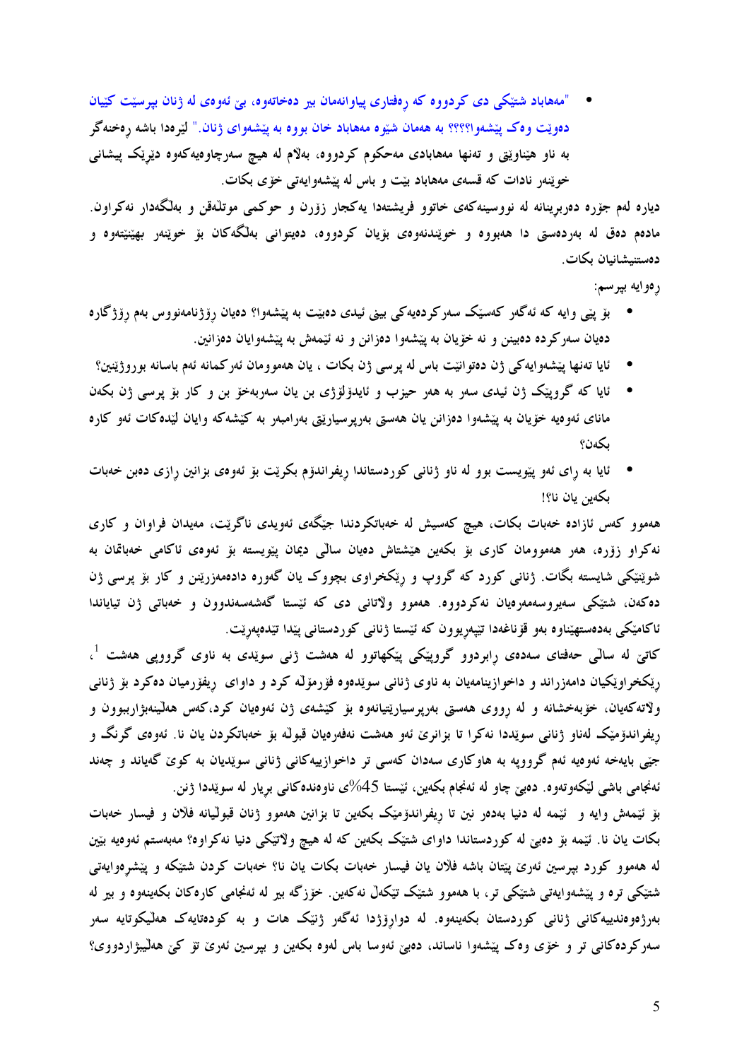- "مەهاباد شتێکی دی کردووە کە ڕەفتاری پیاوانەمان بیر دەخاتەوە، بێ ئەوەی لە ژنان بپرسێت کێیان دەوێت وەک پێشەوا؟؟؟؟ بە هەمان شێوە مەهاباد خان بووە بە پێشەوای ژنان." لێرەدا باشە ڕەخنەگر بە ناو هێناوێتی و تەنها مەهابادی مەحکوم کردووە، بەڵام لە هیچ سەرچاوەیەکەوە دێڕێک پیشانی خوێنەر نادات کە قسەی مەهاباد بێت و باس لە پێشەوایەتی خۆی بکات.

دیارە لەم جۆرە دەربڕینانە لە نووسینەکەی خاتوو فریشتەدا یەکجار زۆرن و حوکمی موتڵەقن و بەڵگەدار نەکراون. مادەم دەق لە بەردەستی دا هەبووە و خوێندنەوەی بۆیان کردووە، دەیتوانی بەڵگەکان بۆ خوێنەر بهێنێتەوە و دەستنیشانیان بکات.

ڕەوایە بپرسم:

- بۆ پێی وایە کە ئەگەر کەسێک سەرکردەیەکی بینی ئیدی دەبێت بە پێشەوا؟ دەیان ڕۆژنامەنووس بەم ڕۆژگارە دەیان سەرکردە دەبینن و نە خۆیان بە پێشەوا دەزانن و نە ئێمەش بە پێشەوایان دەزانین.
- ئایا تەنها پێشەوایەکی ژن دەتوانێت باس لە پرسی ژن بکات ، یان هەموومان ئەرکمانە ئەم باسانە بوروژێنین؟
- ئایا کە گرووپێک ژن ئیدی سەر بە هەر حیزب و ئایدۆلۆژی بن یان سەربەخۆ بن و کار بۆ پرسی ژن بکەن مانای ئەوەیە خۆیان بە پێشەوا دەزانن یان هەستی بەرپرسیارێتی بەرامبەر بە کێشەکە وایان لێدەکات ئەو کارە بکەن؟
- ئایا بە ڕای ئەو پێویست بوو لە ناو ژنانی کوردستاندا ڕیفراندۆم بکرێت بۆ ئەوەی بزانین ڕازی دەبن خەبات بکەین یان نا؟!

هەموو کەس ئازادە خەبات بکات، هیچ کەسیش لە خەباتکردندا جێگەی ئەویدی ناگرێت، مەیدان فراوان و کاری نەکراو زۆرە، هەر هەموومان کاری بۆ بکەین هێشتاش دەیان ساڵی دیمان پێویستە بۆ ئەوەی ئاکامی خەباتمان بە شوێنێکی شایستە بگات. ژنانی کورد کە گروپ و ڕێکخراوی بچووک یان گەورە دادەمەزرێنن و کار بۆ پرسی ژن دەکەن، شتێکی سەیروسەمەرەیان نەکردووە. هەموو وڵاتانی دی کە ئێستا گەشەسەندوون و خەباتی ژن تیایاندا ئاکامێکی بەدەستهێناوە بەو قۆناغەدا تێپەڕیوون کە ئێستا ژنانی کوردستانی پێدا تێدەپەڕێت.

کاتێ لە ساڵی حەفتای سەدەی ڕابردوو گرووپێکی پێکهاتوو لە هەشت ژنی سوێدی بە ناوی گرووپی هەشت [1]، ڕێکخراوێکیان دامەزراند و داخوازینامەیان بە ناوی ژنانی سوێدەوە فۆرمۆڵە کرد و داوای ڕیفۆرمیان دەکرد بۆ ژنانی وڵاتەکەیان، خۆبەخشانە و لە ڕووی هەستی بەرپرسیارێتیانەوە بۆ کێشەی ژن ئەوەیان کرد،کەس هەڵینەبژاربوون و ڕیفراندۆمێک لەناو ژنانی سوێددا نەکرا تا بزانرێ ئەو هەشت نەفەرەیان قبوڵە بۆ خەباتکردن یان نا. ئەوەی گرنگ و جێی بایەخە ئەوەیە ئەم گرووپە بە هاوکاری سەدان کەسی تر داخوازییەکانی ژنانی سوێدیان بە کوێ گەیاند و چەند ئەنجامی باشی لێکەوتەوە. دەبێ چاو لە ئەنجام بکەین، ئێستا 45%ی ناوەندەکانی بڕیار لە سوێددا ژنن.

بۆ ئێمەش وایە و ئێمە لە دنیا بەدەر نین تا ڕیفراندۆمێک بکەین تا بزانین هەموو ژنان قبوڵیانە فلان و فیسار خەبات بکات یان نا. ئێمە بۆ دەبێ لە کوردستاندا داوای شتێک بکەین کە لە هیچ وڵاتێکی دنیا نەکراوە؟ مەبەستم ئەوەیە بێین لە هەموو کورد بپرسین ئەرێ پێتان باشە فلان یان فیسار خەبات بکات یان نا؟ خەبات کردن شتێکە و پێشڕەوایەتی شتێکی ترە و پێشەوایەتی شتێکی تر، با هەموو شتێک تێکەڵ نەکەین. خۆزگە بیر لە ئەنجامی کارەکان بکەینەوە و بیر لە بەرژەوەندییەکانی ژنانی کوردستان بکەینەوە. لە دوارۆژدا ئەگەر ژنێک هات و بە کودەتایەک هەڵیکوتایە سەر سەرکردەکانی تر و خۆی وەک پێشەوا ناساند، دەبێ ئەوسا باس لەوە بکەین و بپرسین ئەرێ تۆ کێ هەڵیبژاردووی؟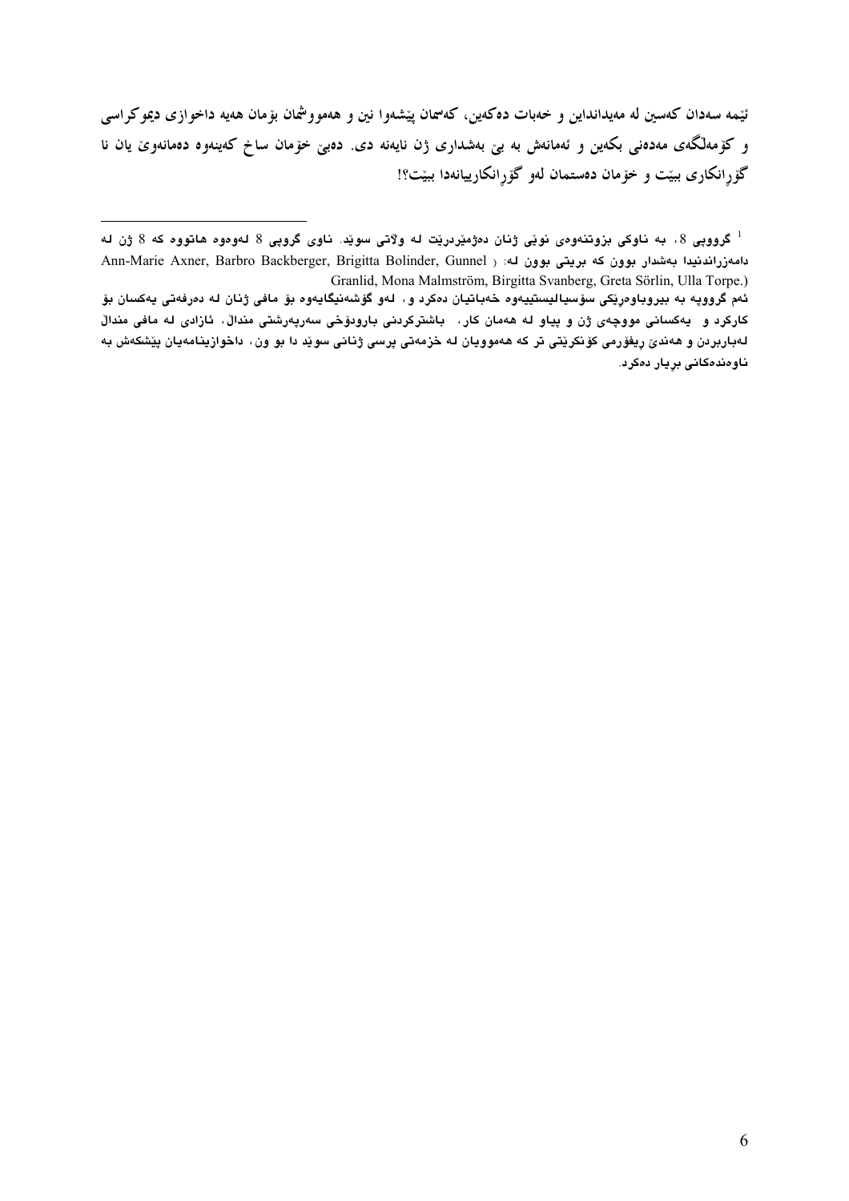ئێمە سەدان کەسین لە مەیداندایین و خەبات دەکەین، کەسمان پێشەوا نین و هەمووشمان بۆمان هەیە داخوازی دیموکراسی و کۆمەڵگەی مەدەنی بکەین و ئەمانەش بە بێ بەشداری ژن نایەنە دی. دەبێ خۆمان ساخ کەینەوە دەمانەوێ یان نا گۆڕانکاری ببێت و خۆمان دەستمان لەو گۆڕانکاریانەدا ببێت؟!

---

[1] گرووپی 8، بە ناوکی بزوتنەوەی نوێی ژنان دەژمێردرێت لە وڵاتی سوێد. ناوی گروپی 8 لەوەوە هاتووە کە 8 ژن لە دامەزراندنیدا بەشدار بوون کە بریتی بوون لە: ( Ann-Marie Axner, Barbro Backberger, Brigitta Bolinder, Gunnel Granlid, Mona Malmström, Birgitta Svanberg, Greta Sörlin, Ulla Torpe.)
ئەم گرووپە بە بیروباوەڕێکی سۆسیالیستییەوە خەباتیان دەکرد و، لەو گۆشەنیگایەوە بۆ مافی ژنان لە دەرفەتی یەکسان بۆ کارکرد و یەکسانی مووچەی ژن و پیاو لە هەمان کار، باشترکردنی بارودۆخی سەرپەرشتی منداڵ، ئازادی لە مافی منداڵ لەباربردن و هەندێ ریفۆرمی کۆنکرێتی تر کە هەموویان لە خزمەتی پرسی ژنانی سوێد دا بو ون، داخوازینامەیان پێشکەش بە ناوەندەکانی بڕیار دەکرد.